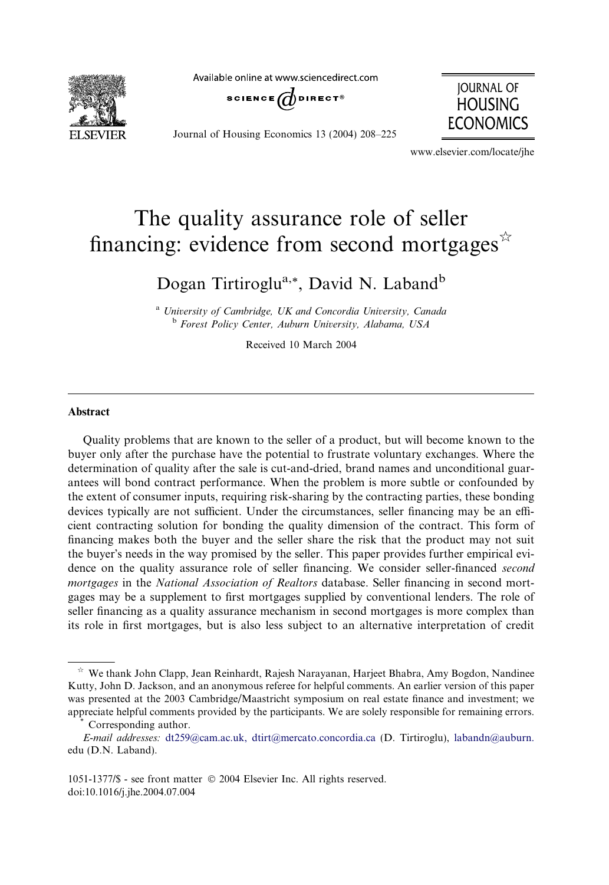# The quality assurance role of seller financing: evidence from second mortgages[☆]

Dogan Tirtiroglu[a,*], David N. Laband[b]

[a] *University of Cambridge, UK and Concordia University, Canada*

[b] *Forest Policy Center, Auburn University, Alabama, USA*

Received 10 March 2004

---

## Abstract

Quality problems that are known to the seller of a product, but will become known to the buyer only after the purchase have the potential to frustrate voluntary exchanges. Where the determination of quality after the sale is cut-and-dried, brand names and unconditional guarantees will bond contract performance. When the problem is more subtle or confounded by the extent of consumer inputs, requiring risk-sharing by the contracting parties, these bonding devices typically are not sufficient. Under the circumstances, seller financing may be an efficient contracting solution for bonding the quality dimension of the contract. This form of financing makes both the buyer and the seller share the risk that the product may not suit the buyer's needs in the way promised by the seller. This paper provides further empirical evidence on the quality assurance role of seller financing. We consider seller-financed *second mortgages* in the *National Association of Realtors* database. Seller financing in second mortgages may be a supplement to first mortgages supplied by conventional lenders. The role of seller financing as a quality assurance mechanism in second mortgages is more complex than its role in first mortgages, but is also less subject to an alternative interpretation of credit

---

[☆] We thank John Clapp, Jean Reinhardt, Rajesh Narayanan, Harjeet Bhabra, Amy Bogdon, Nandinee Kutty, John D. Jackson, and an anonymous referee for helpful comments. An earlier version of this paper was presented at the 2003 Cambridge/Maastricht symposium on real estate finance and investment; we appreciate helpful comments provided by the participants. We are solely responsible for remaining errors.

[*] Corresponding author.

*E-mail addresses:* dt259@cam.ac.uk, dtirt@mercato.concordia.ca (D. Tirtiroglu), labandn@auburn.edu (D.N. Laband).

1051-1377/$ - see front matter © 2004 Elsevier Inc. All rights reserved.
doi:10.1016/j.jhe.2004.07.004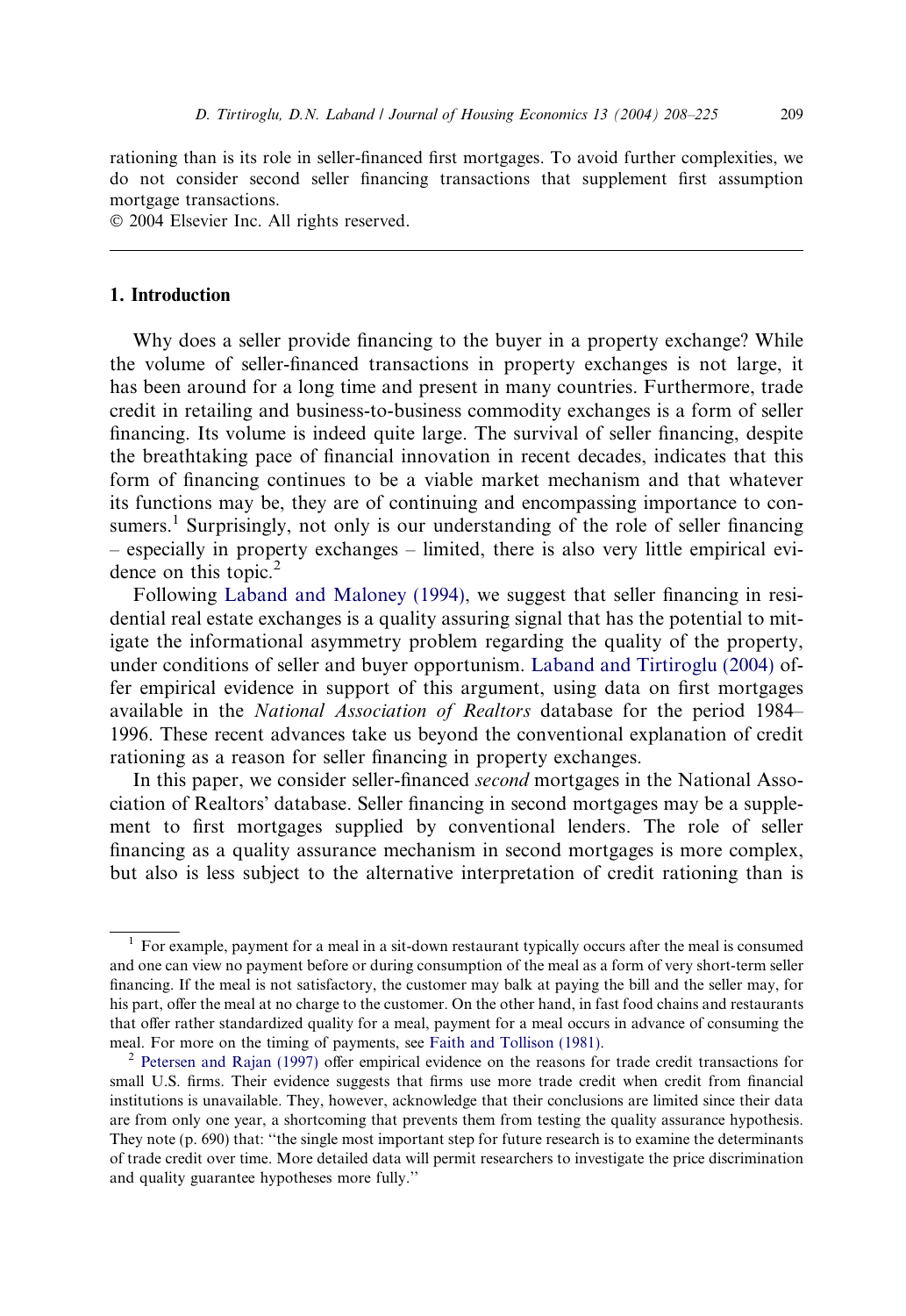rationing than is its role in seller-financed first mortgages. To avoid further complexities, we do not consider second seller financing transactions that supplement first assumption mortgage transactions.

© 2004 Elsevier Inc. All rights reserved.

## 1. Introduction

Why does a seller provide financing to the buyer in a property exchange? While the volume of seller-financed transactions in property exchanges is not large, it has been around for a long time and present in many countries. Furthermore, trade credit in retailing and business-to-business commodity exchanges is a form of seller financing. Its volume is indeed quite large. The survival of seller financing, despite the breathtaking pace of financial innovation in recent decades, indicates that this form of financing continues to be a viable market mechanism and that whatever its functions may be, they are of continuing and encompassing importance to consumers.[1] Surprisingly, not only is our understanding of the role of seller financing – especially in property exchanges – limited, there is also very little empirical evidence on this topic.[2]

Following Laband and Maloney (1994), we suggest that seller financing in residential real estate exchanges is a quality assuring signal that has the potential to mitigate the informational asymmetry problem regarding the quality of the property, under conditions of seller and buyer opportunism. Laband and Tirtiroglu (2004) offer empirical evidence in support of this argument, using data on first mortgages available in the *National Association of Realtors* database for the period 1984–1996. These recent advances take us beyond the conventional explanation of credit rationing as a reason for seller financing in property exchanges.

In this paper, we consider seller-financed *second* mortgages in the National Association of Realtors' database. Seller financing in second mortgages may be a supplement to first mortgages supplied by conventional lenders. The role of seller financing as a quality assurance mechanism in second mortgages is more complex, but also is less subject to the alternative interpretation of credit rationing than is

[1] For example, payment for a meal in a sit-down restaurant typically occurs after the meal is consumed and one can view no payment before or during consumption of the meal as a form of very short-term seller financing. If the meal is not satisfactory, the customer may balk at paying the bill and the seller may, for his part, offer the meal at no charge to the customer. On the other hand, in fast food chains and restaurants that offer rather standardized quality for a meal, payment for a meal occurs in advance of consuming the meal. For more on the timing of payments, see Faith and Tollison (1981).

[2] Petersen and Rajan (1997) offer empirical evidence on the reasons for trade credit transactions for small U.S. firms. Their evidence suggests that firms use more trade credit when credit from financial institutions is unavailable. They, however, acknowledge that their conclusions are limited since their data are from only one year, a shortcoming that prevents them from testing the quality assurance hypothesis. They note (p. 690) that: "the single most important step for future research is to examine the determinants of trade credit over time. More detailed data will permit researchers to investigate the price discrimination and quality guarantee hypotheses more fully."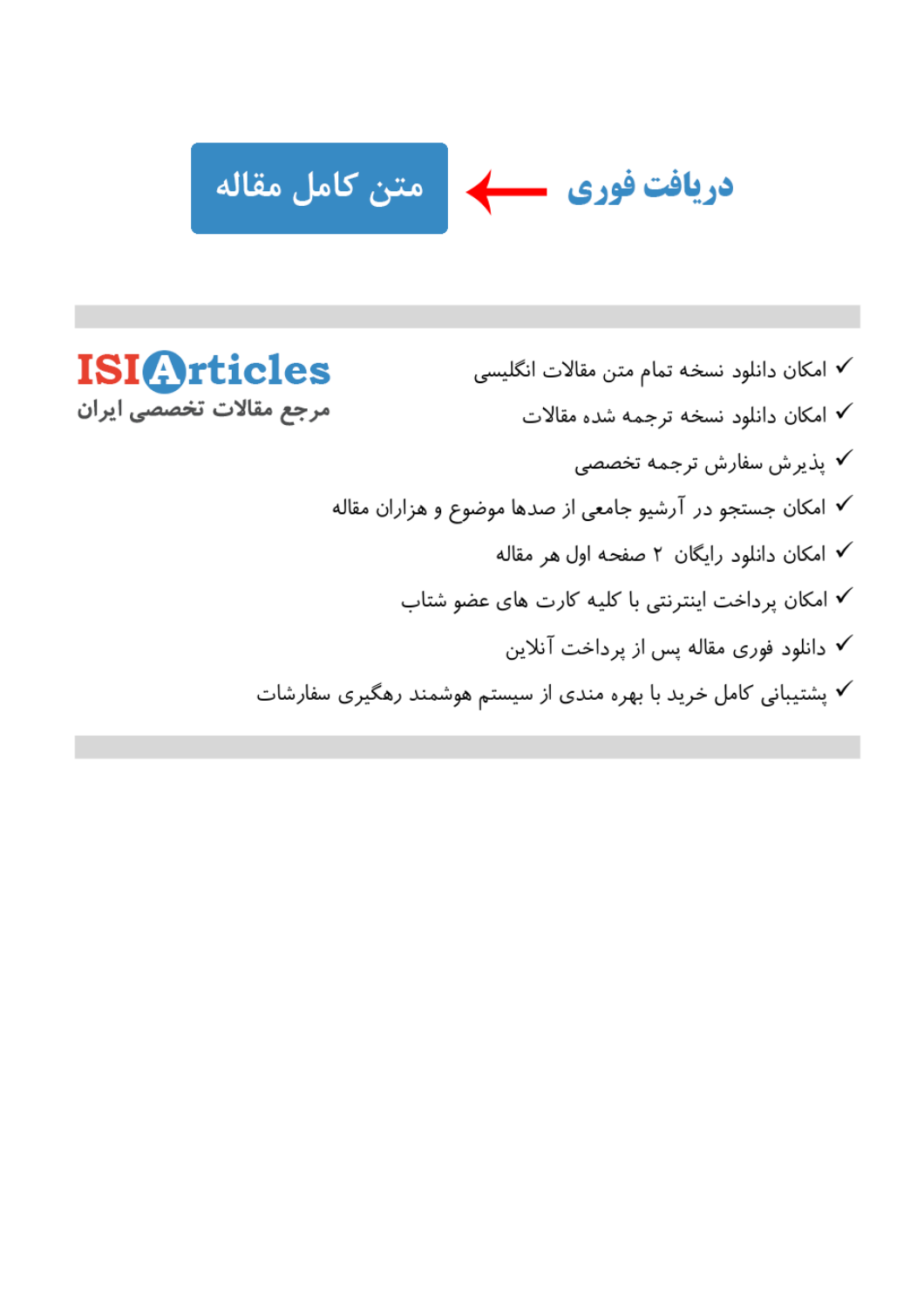دریافت فوری ← متن کامل مقاله

**ISIArticles**
مرجع مقالات تخصصی ایران

- ✓ امکان دانلود نسخه تمام متن مقالات انگلیسی
- ✓ امکان دانلود نسخه ترجمه شده مقالات
- ✓ پذیرش سفارش ترجمه تخصصی
- ✓ امکان جستجو در آرشیو جامعی از صدها موضوع و هزاران مقاله
- ✓ امکان دانلود رایگان ۲ صفحه اول هر مقاله
- ✓ امکان پرداخت اینترنتی با کلیه کارت های عضو شتاب
- ✓ دانلود فوری مقاله پس از پرداخت آنلاین
- ✓ پشتیبانی کامل خرید با بهره مندی از سیستم هوشمند رهگیری سفارشات